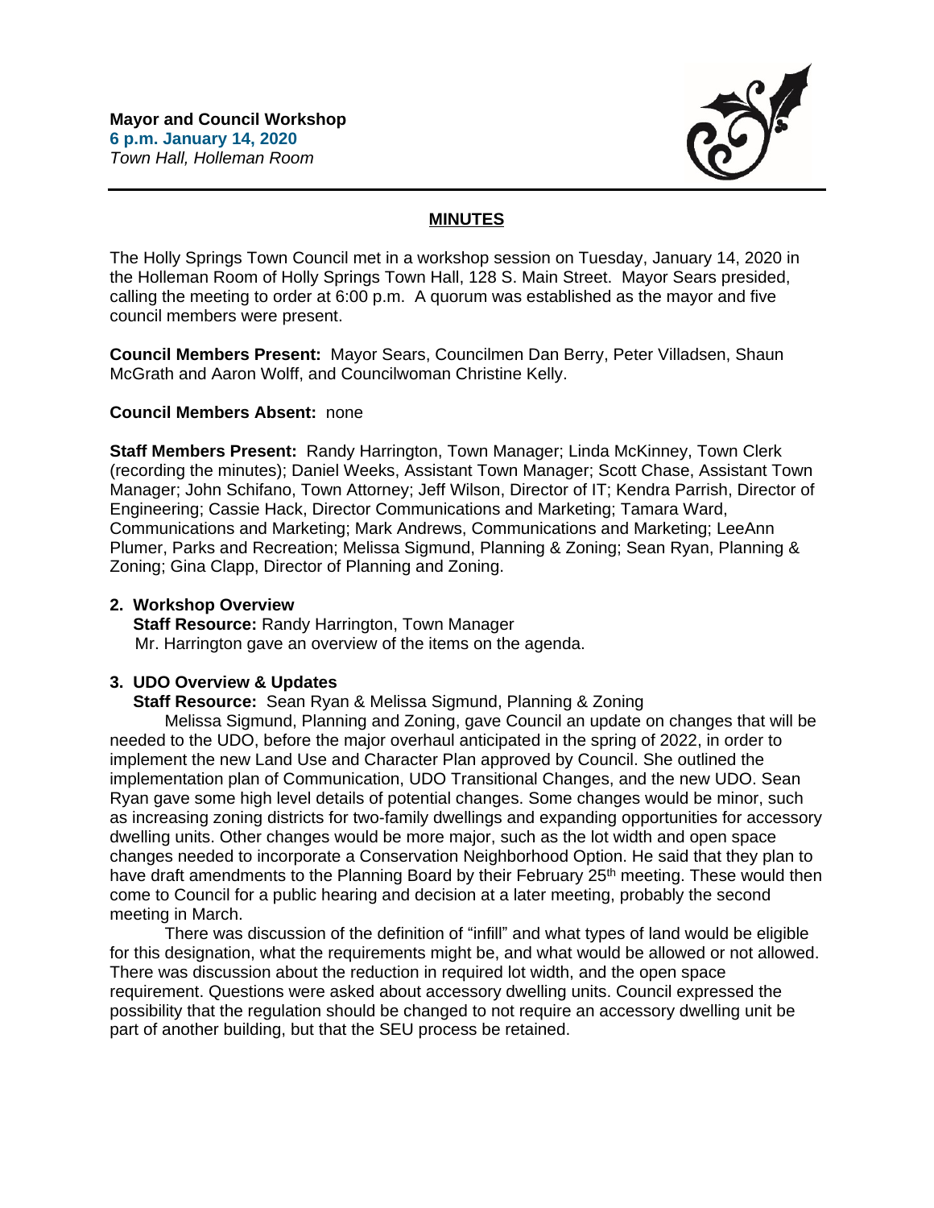**Mayor and Council Workshop**
**6 p.m. January 14, 2020**
*Town Hall, Holleman Room*

## MINUTES

The Holly Springs Town Council met in a workshop session on Tuesday, January 14, 2020 in the Holleman Room of Holly Springs Town Hall, 128 S. Main Street. Mayor Sears presided, calling the meeting to order at 6:00 p.m. A quorum was established as the mayor and five council members were present.

**Council Members Present:** Mayor Sears, Councilmen Dan Berry, Peter Villadsen, Shaun McGrath and Aaron Wolff, and Councilwoman Christine Kelly.

**Council Members Absent:** none

**Staff Members Present:** Randy Harrington, Town Manager; Linda McKinney, Town Clerk (recording the minutes); Daniel Weeks, Assistant Town Manager; Scott Chase, Assistant Town Manager; John Schifano, Town Attorney; Jeff Wilson, Director of IT; Kendra Parrish, Director of Engineering; Cassie Hack, Director Communications and Marketing; Tamara Ward, Communications and Marketing; Mark Andrews, Communications and Marketing; LeeAnn Plumer, Parks and Recreation; Melissa Sigmund, Planning & Zoning; Sean Ryan, Planning & Zoning; Gina Clapp, Director of Planning and Zoning.

**2. Workshop Overview**

**Staff Resource:** Randy Harrington, Town Manager

Mr. Harrington gave an overview of the items on the agenda.

**3. UDO Overview & Updates**

**Staff Resource:** Sean Ryan & Melissa Sigmund, Planning & Zoning

Melissa Sigmund, Planning and Zoning, gave Council an update on changes that will be needed to the UDO, before the major overhaul anticipated in the spring of 2022, in order to implement the new Land Use and Character Plan approved by Council. She outlined the implementation plan of Communication, UDO Transitional Changes, and the new UDO. Sean Ryan gave some high level details of potential changes. Some changes would be minor, such as increasing zoning districts for two-family dwellings and expanding opportunities for accessory dwelling units. Other changes would be more major, such as the lot width and open space changes needed to incorporate a Conservation Neighborhood Option. He said that they plan to have draft amendments to the Planning Board by their February 25th meeting. These would then come to Council for a public hearing and decision at a later meeting, probably the second meeting in March.

There was discussion of the definition of "infill" and what types of land would be eligible for this designation, what the requirements might be, and what would be allowed or not allowed. There was discussion about the reduction in required lot width, and the open space requirement. Questions were asked about accessory dwelling units. Council expressed the possibility that the regulation should be changed to not require an accessory dwelling unit be part of another building, but that the SEU process be retained.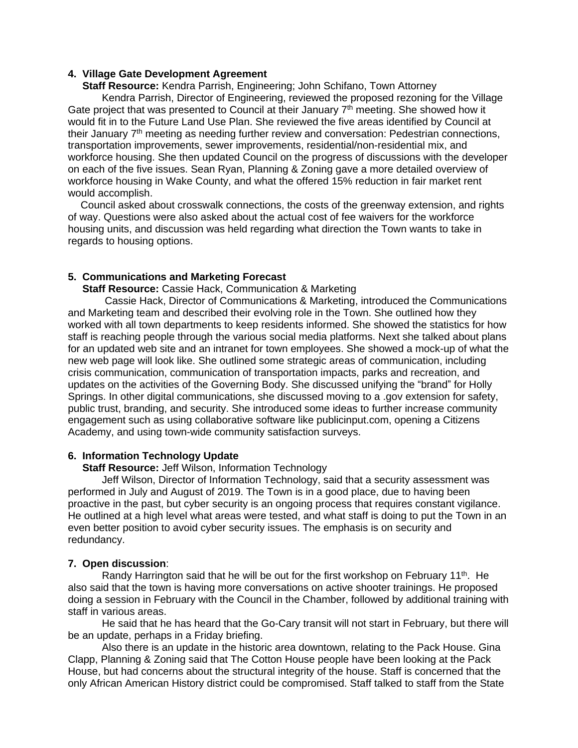**4. Village Gate Development Agreement**

**Staff Resource:** Kendra Parrish, Engineering; John Schifano, Town Attorney

Kendra Parrish, Director of Engineering, reviewed the proposed rezoning for the Village Gate project that was presented to Council at their January 7th meeting. She showed how it would fit in to the Future Land Use Plan. She reviewed the five areas identified by Council at their January 7th meeting as needing further review and conversation: Pedestrian connections, transportation improvements, sewer improvements, residential/non-residential mix, and workforce housing. She then updated Council on the progress of discussions with the developer on each of the five issues. Sean Ryan, Planning & Zoning gave a more detailed overview of workforce housing in Wake County, and what the offered 15% reduction in fair market rent would accomplish.

Council asked about crosswalk connections, the costs of the greenway extension, and rights of way. Questions were also asked about the actual cost of fee waivers for the workforce housing units, and discussion was held regarding what direction the Town wants to take in regards to housing options.

**5. Communications and Marketing Forecast**

**Staff Resource:** Cassie Hack, Communication & Marketing

Cassie Hack, Director of Communications & Marketing, introduced the Communications and Marketing team and described their evolving role in the Town. She outlined how they worked with all town departments to keep residents informed. She showed the statistics for how staff is reaching people through the various social media platforms. Next she talked about plans for an updated web site and an intranet for town employees. She showed a mock-up of what the new web page will look like. She outlined some strategic areas of communication, including crisis communication, communication of transportation impacts, parks and recreation, and updates on the activities of the Governing Body. She discussed unifying the "brand" for Holly Springs. In other digital communications, she discussed moving to a .gov extension for safety, public trust, branding, and security. She introduced some ideas to further increase community engagement such as using collaborative software like publicinput.com, opening a Citizens Academy, and using town-wide community satisfaction surveys.

**6. Information Technology Update**

**Staff Resource:** Jeff Wilson, Information Technology

Jeff Wilson, Director of Information Technology, said that a security assessment was performed in July and August of 2019. The Town is in a good place, due to having been proactive in the past, but cyber security is an ongoing process that requires constant vigilance. He outlined at a high level what areas were tested, and what staff is doing to put the Town in an even better position to avoid cyber security issues. The emphasis is on security and redundancy.

**7. Open discussion**:

Randy Harrington said that he will be out for the first workshop on February 11th. He also said that the town is having more conversations on active shooter trainings. He proposed doing a session in February with the Council in the Chamber, followed by additional training with staff in various areas.

He said that he has heard that the Go-Cary transit will not start in February, but there will be an update, perhaps in a Friday briefing.

Also there is an update in the historic area downtown, relating to the Pack House. Gina Clapp, Planning & Zoning said that The Cotton House people have been looking at the Pack House, but had concerns about the structural integrity of the house. Staff is concerned that the only African American History district could be compromised. Staff talked to staff from the State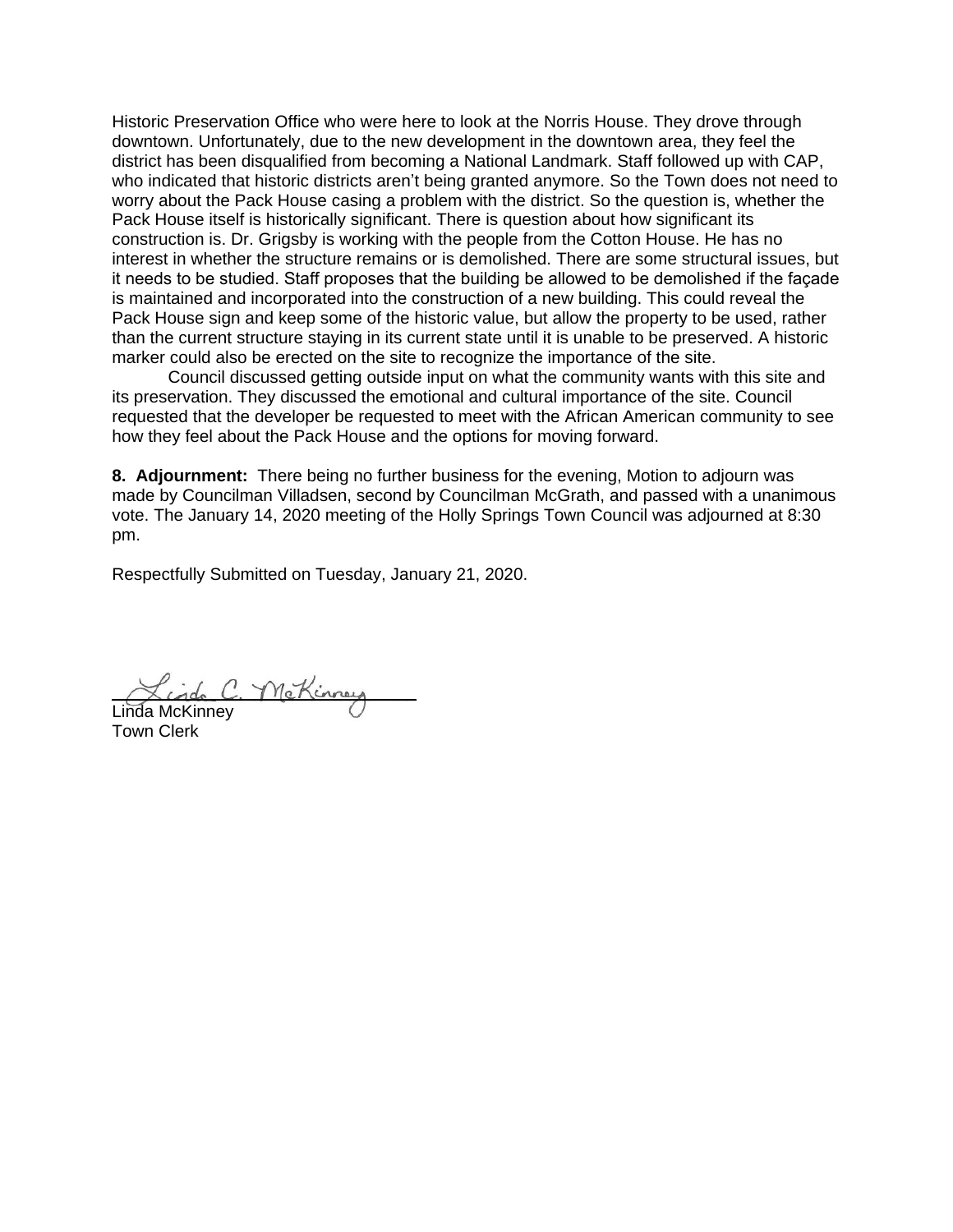Historic Preservation Office who were here to look at the Norris House. They drove through downtown. Unfortunately, due to the new development in the downtown area, they feel the district has been disqualified from becoming a National Landmark. Staff followed up with CAP, who indicated that historic districts aren't being granted anymore. So the Town does not need to worry about the Pack House casing a problem with the district. So the question is, whether the Pack House itself is historically significant. There is question about how significant its construction is. Dr. Grigsby is working with the people from the Cotton House. He has no interest in whether the structure remains or is demolished. There are some structural issues, but it needs to be studied. Staff proposes that the building be allowed to be demolished if the façade is maintained and incorporated into the construction of a new building. This could reveal the Pack House sign and keep some of the historic value, but allow the property to be used, rather than the current structure staying in its current state until it is unable to be preserved. A historic marker could also be erected on the site to recognize the importance of the site.

Council discussed getting outside input on what the community wants with this site and its preservation. They discussed the emotional and cultural importance of the site. Council requested that the developer be requested to meet with the African American community to see how they feel about the Pack House and the options for moving forward.

**8. Adjournment:** There being no further business for the evening, Motion to adjourn was made by Councilman Villadsen, second by Councilman McGrath, and passed with a unanimous vote. The January 14, 2020 meeting of the Holly Springs Town Council was adjourned at 8:30 pm.

Respectfully Submitted on Tuesday, January 21, 2020.

Linda C. McKinney

Linda McKinney
Town Clerk